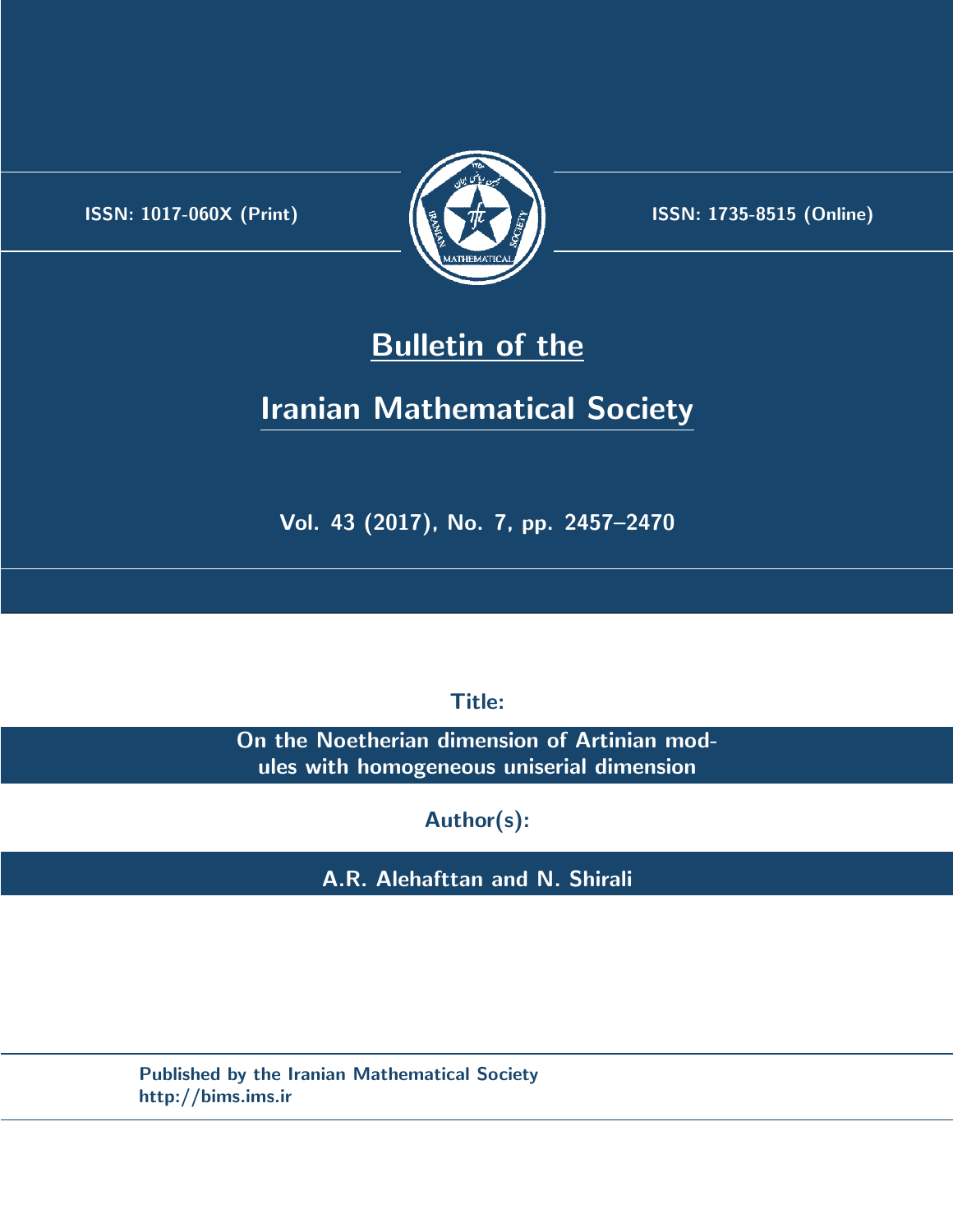ISSN: 1017-060X (Print)

ISSN: 1735-8515 (Online)

# Bulletin of the Iranian Mathematical Society

Vol. 43 (2017), No. 7, pp. 2457–2470

Title:

**On the Noetherian dimension of Artinian modules with homogeneous uniserial dimension**

Author(s):

**A.R. Alehafttan and N. Shirali**

Published by the Iranian Mathematical Society
http://bims.ims.ir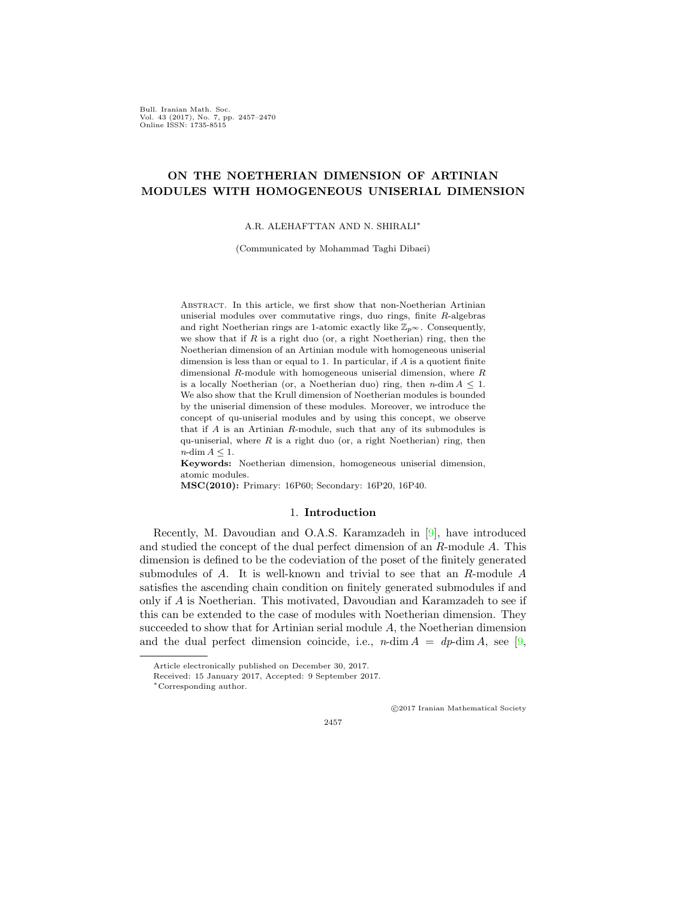Bull. Iranian Math. Soc.
Vol. 43 (2017), No. 7, pp. 2457–2470
Online ISSN: 1735-8515

# ON THE NOETHERIAN DIMENSION OF ARTINIAN MODULES WITH HOMOGENEOUS UNISERIAL DIMENSION

A.R. ALEHAFTTAN AND N. SHIRALI*

(Communicated by Mohammad Taghi Dibaei)

Abstract. In this article, we first show that non-Noetherian Artinian uniserial modules over commutative rings, duo rings, finite $R$-algebras and right Noetherian rings are 1-atomic exactly like $\mathbb{Z}_{p^\infty}$. Consequently, we show that if $R$ is a right duo (or, a right Noetherian) ring, then the Noetherian dimension of an Artinian module with homogeneous uniserial dimension is less than or equal to 1. In particular, if $A$ is a quotient finite dimensional $R$-module with homogeneous uniserial dimension, where $R$ is a locally Noetherian (or, a Noetherian duo) ring, then $n\text{-}\dim A \leq 1$. We also show that the Krull dimension of Noetherian modules is bounded by the uniserial dimension of these modules. Moreover, we introduce the concept of qu-uniserial modules and by using this concept, we observe that if $A$ is an Artinian $R$-module, such that any of its submodules is qu-uniserial, where $R$ is a right duo (or, a right Noetherian) ring, then $n\text{-}\dim A \leq 1$.

**Keywords:** Noetherian dimension, homogeneous uniserial dimension, atomic modules.

**MSC(2010):** Primary: 16P60; Secondary: 16P20, 16P40.

## 1. Introduction

Recently, M. Davoudian and O.A.S. Karamzadeh in [9], have introduced and studied the concept of the dual perfect dimension of an $R$-module $A$. This dimension is defined to be the codeviation of the poset of the finitely generated submodules of $A$. It is well-known and trivial to see that an $R$-module $A$ satisfies the ascending chain condition on finitely generated submodules if and only if $A$ is Noetherian. This motivated, Davoudian and Karamzadeh to see if this can be extended to the case of modules with Noetherian dimension. They succeeded to show that for Artinian serial module $A$, the Noetherian dimension and the dual perfect dimension coincide, i.e., $n\text{-}\dim A = dp\text{-}\dim A$, see [9,

Article electronically published on December 30, 2017.

Received: 15 January 2017, Accepted: 9 September 2017.

*Corresponding author.

©2017 Iranian Mathematical Society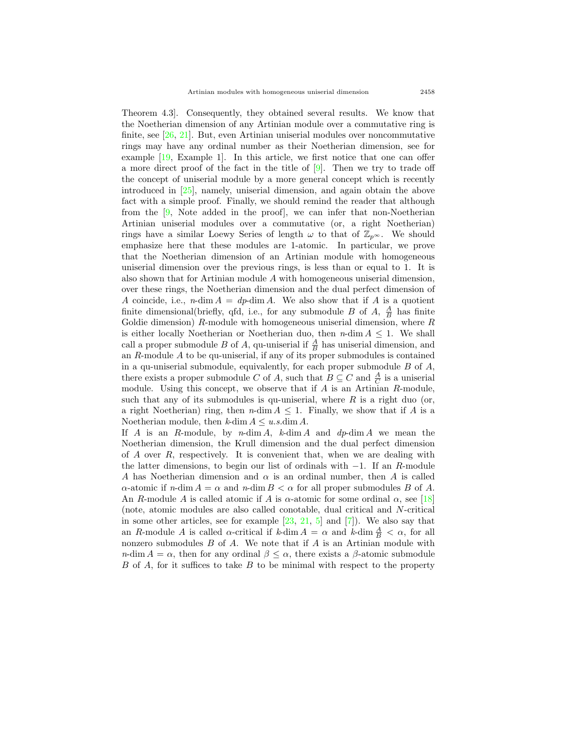Theorem 4.3]. Consequently, they obtained several results. We know that the Noetherian dimension of any Artinian module over a commutative ring is finite, see [26, 21]. But, even Artinian uniserial modules over noncommutative rings may have any ordinal number as their Noetherian dimension, see for example [19, Example 1]. In this article, we first notice that one can offer a more direct proof of the fact in the title of [9]. Then we try to trade off the concept of uniserial module by a more general concept which is recently introduced in [25], namely, uniserial dimension, and again obtain the above fact with a simple proof. Finally, we should remind the reader that although from the [9, Note added in the proof], we can infer that non-Noetherian Artinian uniserial modules over a commutative (or, a right Noetherian) rings have a similar Loewy Series of length $\omega$ to that of $\mathbb{Z}_{p^\infty}$. We should emphasize here that these modules are 1-atomic. In particular, we prove that the Noetherian dimension of an Artinian module with homogeneous uniserial dimension over the previous rings, is less than or equal to 1. It is also shown that for Artinian module $A$ with homogeneous uniserial dimension, over these rings, the Noetherian dimension and the dual perfect dimension of $A$ coincide, i.e., $n\text{-}\dim A = dp\text{-}\dim A$. We also show that if $A$ is a quotient finite dimensional(briefly, qfd, i.e., for any submodule $B$ of $A$, $\frac{A}{B}$ has finite Goldie dimension) $R$-module with homogeneous uniserial dimension, where $R$ is either locally Noetherian or Noetherian duo, then $n\text{-}\dim A \leq 1$. We shall call a proper submodule $B$ of $A$, qu-uniserial if $\frac{A}{B}$ has uniserial dimension, and an $R$-module $A$ to be qu-uniserial, if any of its proper submodules is contained in a qu-uniserial submodule, equivalently, for each proper submodule $B$ of $A$, there exists a proper submodule $C$ of $A$, such that $B \subseteq C$ and $\frac{A}{C}$ is a uniserial module. Using this concept, we observe that if $A$ is an Artinian $R$-module, such that any of its submodules is qu-uniserial, where $R$ is a right duo (or, a right Noetherian) ring, then $n\text{-}\dim A \leq 1$. Finally, we show that if $A$ is a Noetherian module, then $k\text{-}\dim A \leq u.s.\dim A$.

If $A$ is an $R$-module, by $n\text{-}\dim A$, $k\text{-}\dim A$ and $dp\text{-}\dim A$ we mean the Noetherian dimension, the Krull dimension and the dual perfect dimension of $A$ over $R$, respectively. It is convenient that, when we are dealing with the latter dimensions, to begin our list of ordinals with $-1$. If an $R$-module $A$ has Noetherian dimension and $\alpha$ is an ordinal number, then $A$ is called $\alpha$-atomic if $n\text{-}\dim A = \alpha$ and $n\text{-}\dim B < \alpha$ for all proper submodules $B$ of $A$. An $R$-module $A$ is called atomic if $A$ is $\alpha$-atomic for some ordinal $\alpha$, see [18] (note, atomic modules are also called conotable, dual critical and $N$-critical in some other articles, see for example [23, 21, 5] and [7]). We also say that an $R$-module $A$ is called $\alpha$-critical if $k\text{-}\dim A = \alpha$ and $k\text{-}\dim \frac{A}{B} < \alpha$, for all nonzero submodules $B$ of $A$. We note that if $A$ is an Artinian module with $n\text{-}\dim A = \alpha$, then for any ordinal $\beta \leq \alpha$, there exists a $\beta$-atomic submodule $B$ of $A$, for it suffices to take $B$ to be minimal with respect to the property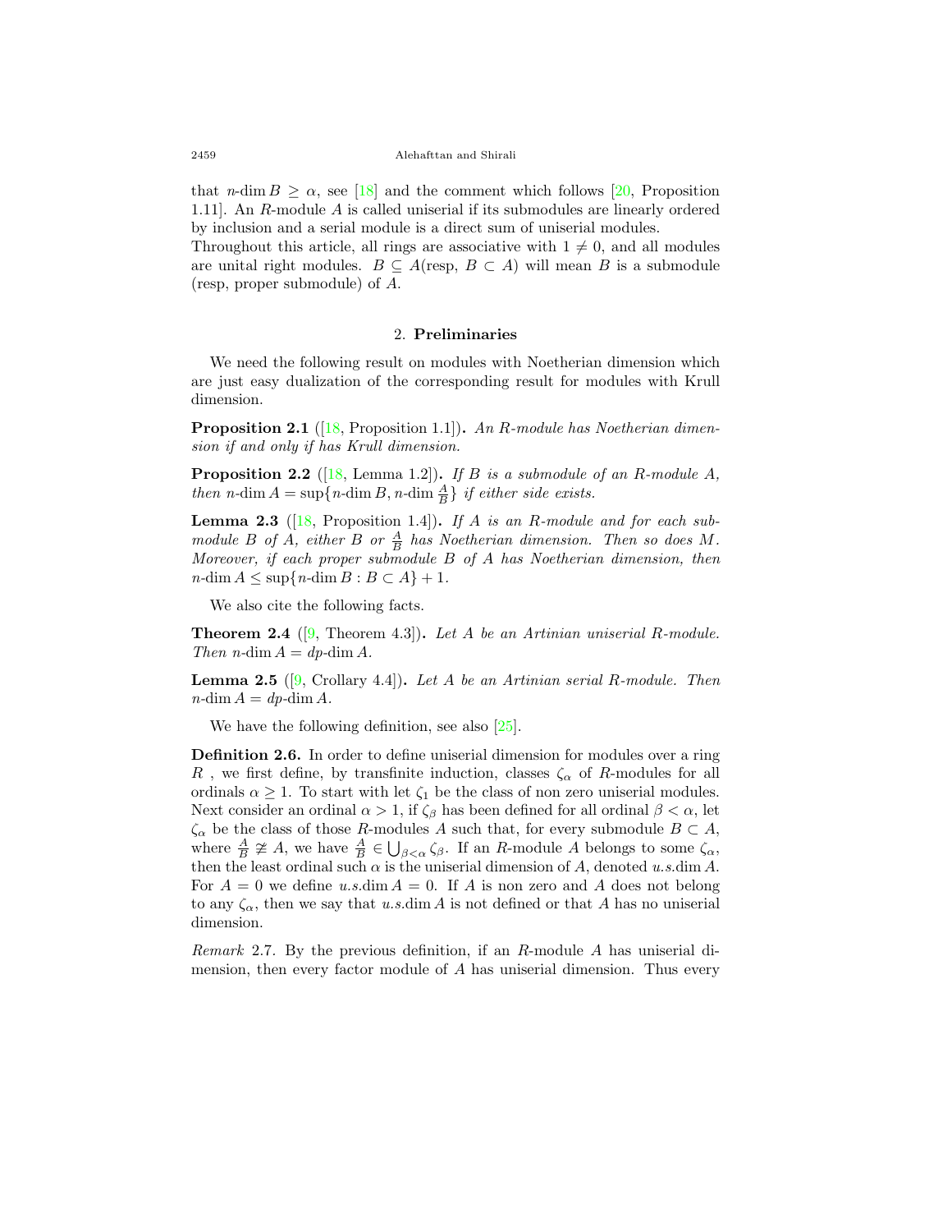that $n$-dim $B \geq \alpha$, see [18] and the comment which follows [20, Proposition 1.11]. An $R$-module $A$ is called uniserial if its submodules are linearly ordered by inclusion and a serial module is a direct sum of uniserial modules.
Throughout this article, all rings are associative with $1 \neq 0$, and all modules are unital right modules. $B \subseteq A$(resp, $B \subset A$) will mean $B$ is a submodule (resp, proper submodule) of $A$.

## 2. Preliminaries

We need the following result on modules with Noetherian dimension which are just easy dualization of the corresponding result for modules with Krull dimension.

**Proposition 2.1** ([18, Proposition 1.1])**.** *An $R$-module has Noetherian dimension if and only if has Krull dimension.*

**Proposition 2.2** ([18, Lemma 1.2])**.** *If $B$ is a submodule of an $R$-module $A$, then $n$-dim $A = \sup\{n\text{-dim } B, n\text{-dim } \frac{A}{B}\}$ if either side exists.*

**Lemma 2.3** ([18, Proposition 1.4])**.** *If $A$ is an $R$-module and for each submodule $B$ of $A$, either $B$ or $\frac{A}{B}$ has Noetherian dimension. Then so does $M$. Moreover, if each proper submodule $B$ of $A$ has Noetherian dimension, then $n$-dim $A \leq \sup\{n\text{-dim } B : B \subset A\} + 1$.*

We also cite the following facts.

**Theorem 2.4** ([9, Theorem 4.3])**.** *Let $A$ be an Artinian uniserial $R$-module. Then $n$-dim $A = dp$-dim $A$.*

**Lemma 2.5** ([9, Crollary 4.4])**.** *Let $A$ be an Artinian serial $R$-module. Then $n$-dim $A = dp$-dim $A$.*

We have the following definition, see also [25].

**Definition 2.6.** In order to define uniserial dimension for modules over a ring $R$ , we first define, by transfinite induction, classes $\zeta_\alpha$ of $R$-modules for all ordinals $\alpha \geq 1$. To start with let $\zeta_1$ be the class of non zero uniserial modules. Next consider an ordinal $\alpha > 1$, if $\zeta_\beta$ has been defined for all ordinal $\beta < \alpha$, let $\zeta_\alpha$ be the class of those $R$-modules $A$ such that, for every submodule $B \subset A$, where $\frac{A}{B} \ncong A$, we have $\frac{A}{B} \in \bigcup_{\beta<\alpha} \zeta_\beta$. If an $R$-module $A$ belongs to some $\zeta_\alpha$, then the least ordinal such $\alpha$ is the uniserial dimension of $A$, denoted $u.s.$dim $A$. For $A = 0$ we define $u.s.$dim $A = 0$. If $A$ is non zero and $A$ does not belong to any $\zeta_\alpha$, then we say that $u.s.$dim $A$ is not defined or that $A$ has no uniserial dimension.

*Remark* 2.7. By the previous definition, if an $R$-module $A$ has uniserial dimension, then every factor module of $A$ has uniserial dimension. Thus every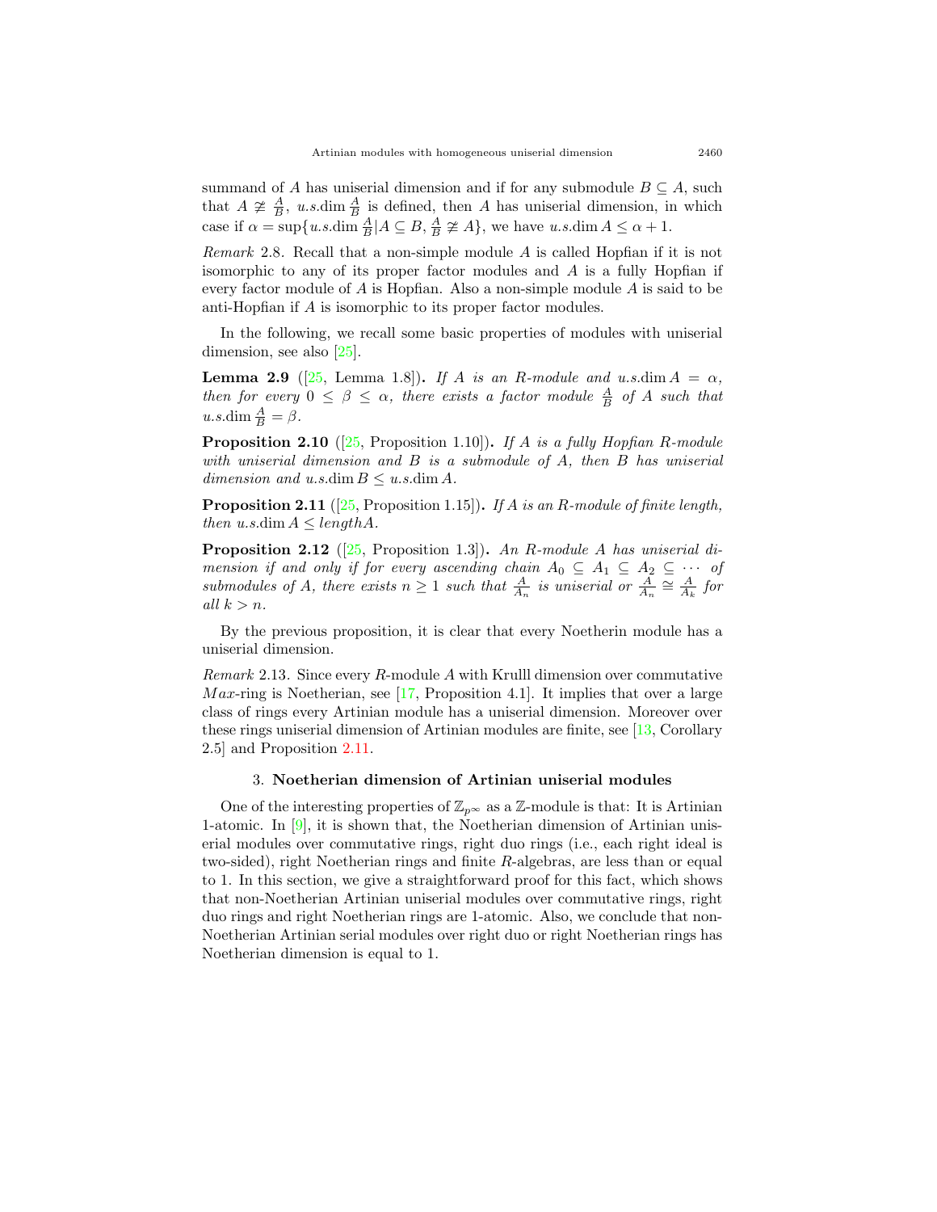summand of $A$ has uniserial dimension and if for any submodule $B \subseteq A$, such that $A \ncong \frac{A}{B}$, $u.s.\dim \frac{A}{B}$ is defined, then $A$ has uniserial dimension, in which case if $\alpha = \sup\{u.s.\dim \frac{A}{B} | A \subseteq B, \frac{A}{B} \ncong A\}$, we have $u.s.\dim A \leq \alpha + 1$.

*Remark* 2.8. Recall that a non-simple module $A$ is called Hopfian if it is not isomorphic to any of its proper factor modules and $A$ is a fully Hopfian if every factor module of $A$ is Hopfian. Also a non-simple module $A$ is said to be anti-Hopfian if $A$ is isomorphic to its proper factor modules.

In the following, we recall some basic properties of modules with uniserial dimension, see also [25].

**Lemma 2.9** ([25, Lemma 1.8]). *If $A$ is an $R$-module and $u.s.\dim A = \alpha$, then for every $0 \leq \beta \leq \alpha$, there exists a factor module $\frac{A}{B}$ of $A$ such that $u.s.\dim \frac{A}{B} = \beta$.*

**Proposition 2.10** ([25, Proposition 1.10]). *If $A$ is a fully Hopfian $R$-module with uniserial dimension and $B$ is a submodule of $A$, then $B$ has uniserial dimension and $u.s.\dim B \leq u.s.\dim A$.*

**Proposition 2.11** ([25, Proposition 1.15]). *If $A$ is an $R$-module of finite length, then $u.s.\dim A \leq length A$.*

**Proposition 2.12** ([25, Proposition 1.3]). *An $R$-module $A$ has uniserial dimension if and only if for every ascending chain $A_0 \subseteq A_1 \subseteq A_2 \subseteq \cdots$ of submodules of $A$, there exists $n \geq 1$ such that $\frac{A}{A_n}$ is uniserial or $\frac{A}{A_n} \cong \frac{A}{A_k}$ for all $k > n$.*

By the previous proposition, it is clear that every Noetherin module has a uniserial dimension.

*Remark* 2.13. Since every $R$-module $A$ with Krulll dimension over commutative $Max$-ring is Noetherian, see [17, Proposition 4.1]. It implies that over a large class of rings every Artinian module has a uniserial dimension. Moreover over these rings uniserial dimension of Artinian modules are finite, see [13, Corollary 2.5] and Proposition 2.11.

## 3. Noetherian dimension of Artinian uniserial modules

One of the interesting properties of $\mathbb{Z}_{p^\infty}$ as a $\mathbb{Z}$-module is that: It is Artinian 1-atomic. In [9], it is shown that, the Noetherian dimension of Artinian uniserial modules over commutative rings, right duo rings (i.e., each right ideal is two-sided), right Noetherian rings and finite $R$-algebras, are less than or equal to 1. In this section, we give a straightforward proof for this fact, which shows that non-Noetherian Artinian uniserial modules over commutative rings, right duo rings and right Noetherian rings are 1-atomic. Also, we conclude that non-Noetherian Artinian serial modules over right duo or right Noetherian rings has Noetherian dimension is equal to 1.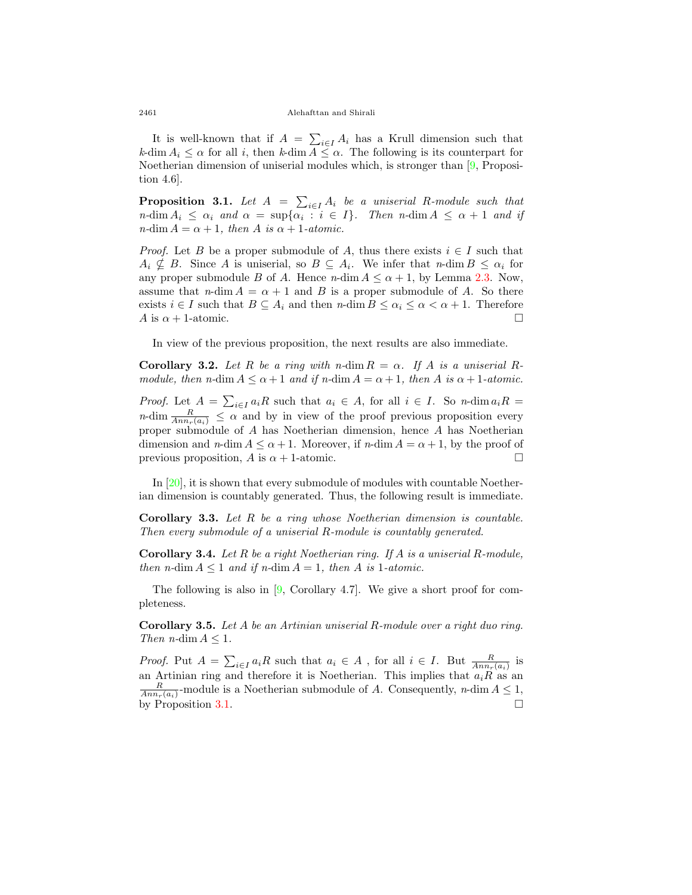It is well-known that if $A = \sum_{i\in I} A_i$ has a Krull dimension such that $k\text{-}\dim A_i \leq \alpha$ for all $i$, then $k\text{-}\dim A \leq \alpha$. The following is its counterpart for Noetherian dimension of uniserial modules which, is stronger than [9, Proposition 4.6].

**Proposition 3.1.** *Let $A = \sum_{i\in I} A_i$ be a uniserial $R$-module such that $n\text{-}\dim A_i \leq \alpha_i$ and $\alpha = \sup\{\alpha_i : i \in I\}$. Then $n\text{-}\dim A \leq \alpha + 1$ and if $n\text{-}\dim A = \alpha + 1$, then $A$ is $\alpha + 1$-atomic.*

*Proof.* Let $B$ be a proper submodule of $A$, thus there exists $i \in I$ such that $A_i \nsubseteq B$. Since $A$ is uniserial, so $B \subseteq A_i$. We infer that $n\text{-}\dim B \leq \alpha_i$ for any proper submodule $B$ of $A$. Hence $n\text{-}\dim A \leq \alpha + 1$, by Lemma 2.3. Now, assume that $n\text{-}\dim A = \alpha + 1$ and $B$ is a proper submodule of $A$. So there exists $i \in I$ such that $B \subseteq A_i$ and then $n\text{-}\dim B \leq \alpha_i \leq \alpha < \alpha + 1$. Therefore $A$ is $\alpha + 1$-atomic. □

In view of the previous proposition, the next results are also immediate.

**Corollary 3.2.** *Let $R$ be a ring with $n\text{-}\dim R = \alpha$. If $A$ is a uniserial $R$-module, then $n\text{-}\dim A \leq \alpha + 1$ and if $n\text{-}\dim A = \alpha + 1$, then $A$ is $\alpha + 1$-atomic.*

*Proof.* Let $A = \sum_{i\in I} a_i R$ such that $a_i \in A$, for all $i \in I$. So $n\text{-}\dim a_i R = n\text{-}\dim \frac{R}{Ann_r(a_i)} \leq \alpha$ and by in view of the proof previous proposition every proper submodule of $A$ has Noetherian dimension, hence $A$ has Noetherian dimension and $n\text{-}\dim A \leq \alpha + 1$. Moreover, if $n\text{-}\dim A = \alpha + 1$, by the proof of previous proposition, $A$ is $\alpha + 1$-atomic. □

In [20], it is shown that every submodule of modules with countable Noetherian dimension is countably generated. Thus, the following result is immediate.

**Corollary 3.3.** *Let $R$ be a ring whose Noetherian dimension is countable. Then every submodule of a uniserial $R$-module is countably generated.*

**Corollary 3.4.** *Let $R$ be a right Noetherian ring. If $A$ is a uniserial $R$-module, then $n\text{-}\dim A \leq 1$ and if $n\text{-}\dim A = 1$, then $A$ is 1-atomic.*

The following is also in [9, Corollary 4.7]. We give a short proof for completeness.

**Corollary 3.5.** *Let $A$ be an Artinian uniserial $R$-module over a right duo ring. Then $n\text{-}\dim A \leq 1$.*

*Proof.* Put $A = \sum_{i\in I} a_i R$ such that $a_i \in A$ , for all $i \in I$. But $\frac{R}{Ann_r(a_i)}$ is an Artinian ring and therefore it is Noetherian. This implies that $a_i R$ as an $\frac{R}{Ann_r(a_i)}$-module is a Noetherian submodule of $A$. Consequently, $n\text{-}\dim A \leq 1$, by Proposition 3.1. □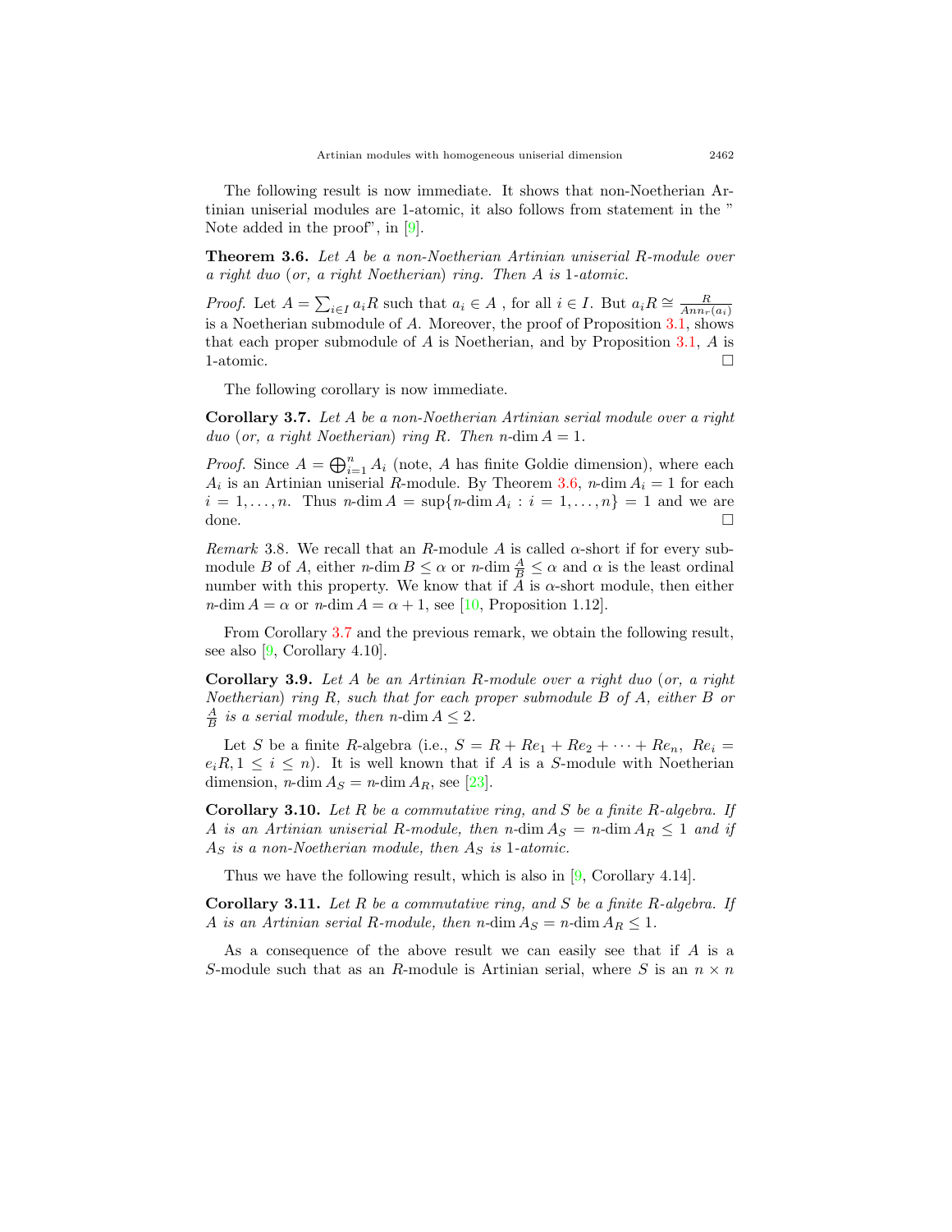The following result is now immediate. It shows that non-Noetherian Artinian uniserial modules are 1-atomic, it also follows from statement in the " Note added in the proof", in [9].

**Theorem 3.6.** *Let $A$ be a non-Noetherian Artinian uniserial $R$-module over a right duo (or, a right Noetherian) ring. Then $A$ is 1-atomic.*

*Proof.* Let $A = \sum_{i \in I} a_i R$ such that $a_i \in A$ , for all $i \in I$. But $a_i R \cong \frac{R}{Ann_r(a_i)}$ is a Noetherian submodule of $A$. Moreover, the proof of Proposition 3.1, shows that each proper submodule of $A$ is Noetherian, and by Proposition 3.1, $A$ is 1-atomic. □

The following corollary is now immediate.

**Corollary 3.7.** *Let $A$ be a non-Noetherian Artinian serial module over a right duo (or, a right Noetherian) ring $R$. Then $n$-dim $A = 1$.*

*Proof.* Since $A = \bigoplus_{i=1}^{n} A_i$ (note, $A$ has finite Goldie dimension), where each $A_i$ is an Artinian uniserial $R$-module. By Theorem 3.6, $n$-dim $A_i = 1$ for each $i = 1, \ldots, n$. Thus $n$-dim $A = \sup\{n\text{-dim}\, A_i : i = 1, \ldots, n\} = 1$ and we are done. □

*Remark* 3.8. We recall that an $R$-module $A$ is called $\alpha$-short if for every submodule $B$ of $A$, either $n$-dim $B \leq \alpha$ or $n$-dim $\frac{A}{B} \leq \alpha$ and $\alpha$ is the least ordinal number with this property. We know that if $A$ is $\alpha$-short module, then either $n$-dim $A = \alpha$ or $n$-dim $A = \alpha + 1$, see [10, Proposition 1.12].

From Corollary 3.7 and the previous remark, we obtain the following result, see also [9, Corollary 4.10].

**Corollary 3.9.** *Let $A$ be an Artinian $R$-module over a right duo (or, a right Noetherian) ring $R$, such that for each proper submodule $B$ of $A$, either $B$ or $\frac{A}{B}$ is a serial module, then $n$-dim $A \leq 2$.*

Let $S$ be a finite $R$-algebra (i.e., $S = R + Re_1 + Re_2 + \cdots + Re_n$, $Re_i = e_i R, 1 \leq i \leq n$). It is well known that if $A$ is a $S$-module with Noetherian dimension, $n$-dim $A_S = n$-dim $A_R$, see [23].

**Corollary 3.10.** *Let $R$ be a commutative ring, and $S$ be a finite $R$-algebra. If $A$ is an Artinian uniserial $R$-module, then $n$-dim $A_S = n$-dim $A_R \leq 1$ and if $A_S$ is a non-Noetherian module, then $A_S$ is 1-atomic.*

Thus we have the following result, which is also in [9, Corollary 4.14].

**Corollary 3.11.** *Let $R$ be a commutative ring, and $S$ be a finite $R$-algebra. If $A$ is an Artinian serial $R$-module, then $n$-dim $A_S = n$-dim $A_R \leq 1$.*

As a consequence of the above result we can easily see that if $A$ is a $S$-module such that as an $R$-module is Artinian serial, where $S$ is an $n \times n$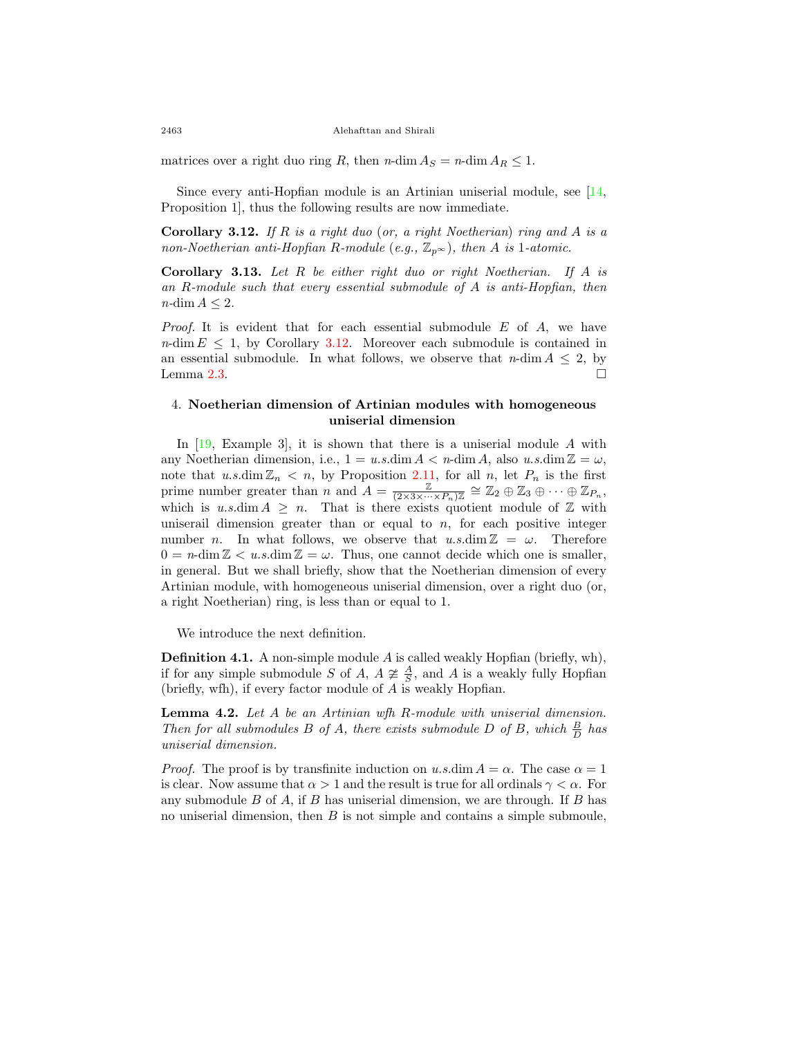matrices over a right duo ring $R$, then $n\text{-}\dim A_S = n\text{-}\dim A_R \leq 1$.

Since every anti-Hopfian module is an Artinian uniserial module, see [14, Proposition 1], thus the following results are now immediate.

**Corollary 3.12.** *If $R$ is a right duo (or, a right Noetherian) ring and $A$ is a non-Noetherian anti-Hopfian $R$-module (e.g., $\mathbb{Z}_{p^\infty}$), then $A$ is 1-atomic.*

**Corollary 3.13.** *Let $R$ be either right duo or right Noetherian. If $A$ is an $R$-module such that every essential submodule of $A$ is anti-Hopfian, then $n\text{-}\dim A \leq 2$.*

*Proof.* It is evident that for each essential submodule $E$ of $A$, we have $n\text{-}\dim E \leq 1$, by Corollary 3.12. Moreover each submodule is contained in an essential submodule. In what follows, we observe that $n\text{-}\dim A \leq 2$, by Lemma 2.3. □

## 4. Noetherian dimension of Artinian modules with homogeneous uniserial dimension

In [19, Example 3], it is shown that there is a uniserial module $A$ with any Noetherian dimension, i.e., $1 = u.s.\dim A < n\text{-}\dim A$, also $u.s.\dim \mathbb{Z} = \omega$, note that $u.s.\dim \mathbb{Z}_n < n$, by Proposition 2.11, for all $n$, let $P_n$ is the first prime number greater than $n$ and $A = \frac{\mathbb{Z}}{(2\times 3\times \cdots \times P_n)\mathbb{Z}} \cong \mathbb{Z}_2 \oplus \mathbb{Z}_3 \oplus \cdots \oplus \mathbb{Z}_{P_n}$, which is $u.s.\dim A \geq n$. That is there exists quotient module of $\mathbb{Z}$ with uniserail dimension greater than or equal to $n$, for each positive integer number $n$. In what follows, we observe that $u.s.\dim \mathbb{Z} = \omega$. Therefore $0 = n\text{-}\dim \mathbb{Z} < u.s.\dim \mathbb{Z} = \omega$. Thus, one cannot decide which one is smaller, in general. But we shall briefly, show that the Noetherian dimension of every Artinian module, with homogeneous uniserial dimension, over a right duo (or, a right Noetherian) ring, is less than or equal to 1.

We introduce the next definition.

**Definition 4.1.** A non-simple module $A$ is called weakly Hopfian (briefly, wh), if for any simple submodule $S$ of $A$, $A \ncong \frac{A}{S}$, and $A$ is a weakly fully Hopfian (briefly, wfh), if every factor module of $A$ is weakly Hopfian.

**Lemma 4.2.** *Let $A$ be an Artinian wfh $R$-module with uniserial dimension. Then for all submodules $B$ of $A$, there exists submodule $D$ of $B$, which $\frac{B}{D}$ has uniserial dimension.*

*Proof.* The proof is by transfinite induction on $u.s.\dim A = \alpha$. The case $\alpha = 1$ is clear. Now assume that $\alpha > 1$ and the result is true for all ordinals $\gamma < \alpha$. For any submodule $B$ of $A$, if $B$ has uniserial dimension, we are through. If $B$ has no uniserial dimension, then $B$ is not simple and contains a simple submoule,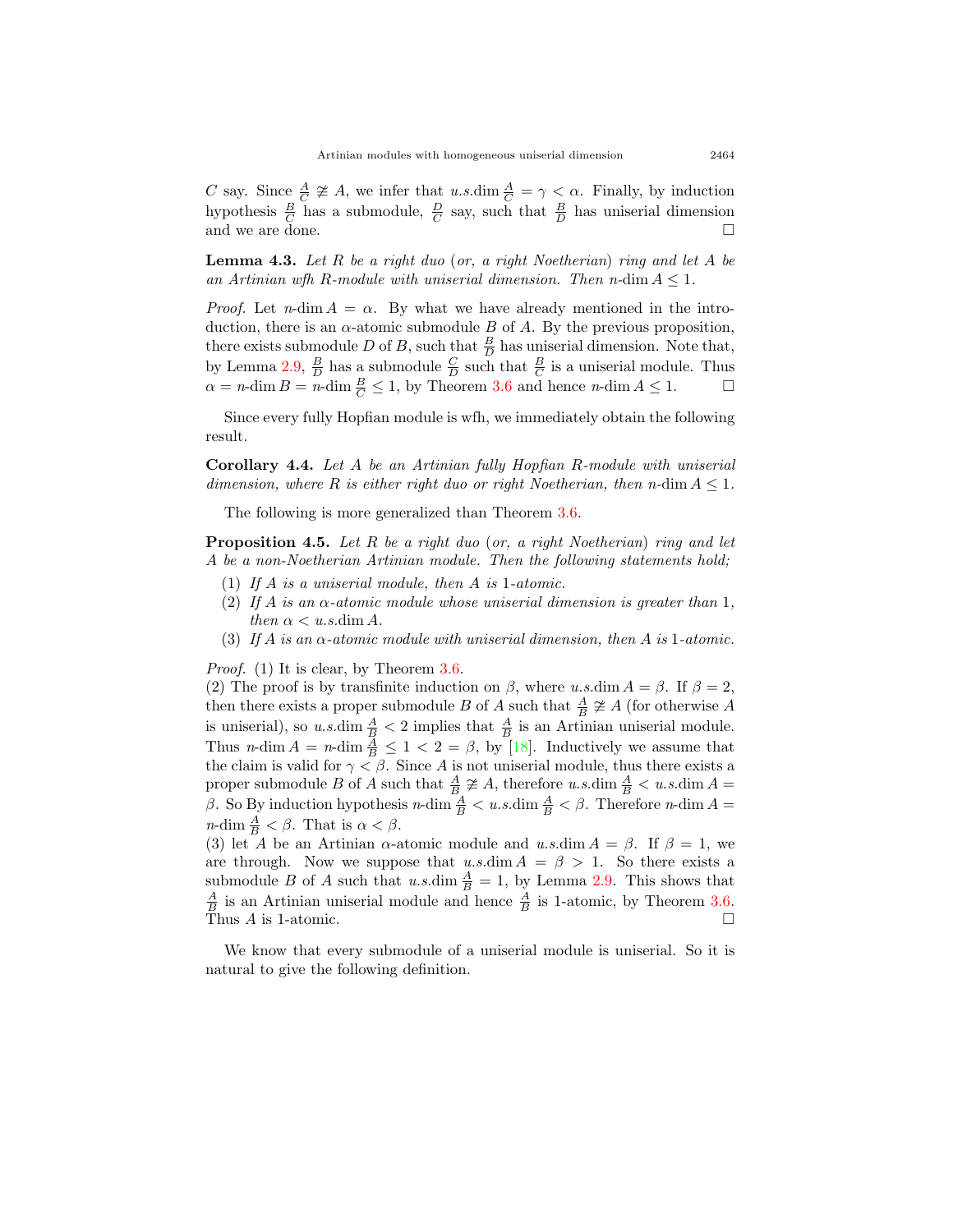$C$ say. Since $\frac{A}{C} \ncong A$, we infer that $u.s.\dim \frac{A}{C} = \gamma < \alpha$. Finally, by induction hypothesis $\frac{B}{C}$ has a submodule, $\frac{D}{C}$ say, such that $\frac{B}{D}$ has uniserial dimension and we are done. □

**Lemma 4.3.** *Let $R$ be a right duo (or, a right Noetherian) ring and let $A$ be an Artinian wfh $R$-module with uniserial dimension. Then $n$-$\dim A \leq 1$.*

*Proof.* Let $n$-$\dim A = \alpha$. By what we have already mentioned in the introduction, there is an $\alpha$-atomic submodule $B$ of $A$. By the previous proposition, there exists submodule $D$ of $B$, such that $\frac{B}{D}$ has uniserial dimension. Note that, by Lemma 2.9, $\frac{B}{D}$ has a submodule $\frac{C}{D}$ such that $\frac{B}{C}$ is a uniserial module. Thus $\alpha = n$-$\dim B = n$-$\dim \frac{B}{C} \leq 1$, by Theorem 3.6 and hence $n$-$\dim A \leq 1$. □

Since every fully Hopfian module is wfh, we immediately obtain the following result.

**Corollary 4.4.** *Let $A$ be an Artinian fully Hopfian $R$-module with uniserial dimension, where $R$ is either right duo or right Noetherian, then $n$-$\dim A \leq 1$.*

The following is more generalized than Theorem 3.6.

**Proposition 4.5.** *Let $R$ be a right duo (or, a right Noetherian) ring and let $A$ be a non-Noetherian Artinian module. Then the following statements hold;*

1. *If $A$ is a uniserial module, then $A$ is 1-atomic.*
2. *If $A$ is an $\alpha$-atomic module whose uniserial dimension is greater than 1, then $\alpha < u.s.\dim A$.*
3. *If $A$ is an $\alpha$-atomic module with uniserial dimension, then $A$ is 1-atomic.*

*Proof.* (1) It is clear, by Theorem 3.6.
(2) The proof is by transfinite induction on $\beta$, where $u.s.\dim A = \beta$. If $\beta = 2$, then there exists a proper submodule $B$ of $A$ such that $\frac{A}{B} \ncong A$ (for otherwise $A$ is uniserial), so $u.s.\dim \frac{A}{B} < 2$ implies that $\frac{A}{B}$ is an Artinian uniserial module. Thus $n$-$\dim A = n$-$\dim \frac{A}{B} \leq 1 < 2 = \beta$, by [18]. Inductively we assume that the claim is valid for $\gamma < \beta$. Since $A$ is not uniserial module, thus there exists a proper submodule $B$ of $A$ such that $\frac{A}{B} \ncong A$, therefore $u.s.\dim \frac{A}{B} < u.s.\dim A = \beta$. So By induction hypothesis $n$-$\dim \frac{A}{B} < u.s.\dim \frac{A}{B} < \beta$. Therefore $n$-$\dim A = n$-$\dim \frac{A}{B} < \beta$. That is $\alpha < \beta$.
(3) let $A$ be an Artinian $\alpha$-atomic module and $u.s.\dim A = \beta$. If $\beta = 1$, we are through. Now we suppose that $u.s.\dim A = \beta > 1$. So there exists a submodule $B$ of $A$ such that $u.s.\dim \frac{A}{B} = 1$, by Lemma 2.9. This shows that $\frac{A}{B}$ is an Artinian uniserial module and hence $\frac{A}{B}$ is 1-atomic, by Theorem 3.6. Thus $A$ is 1-atomic. □

We know that every submodule of a uniserial module is uniserial. So it is natural to give the following definition.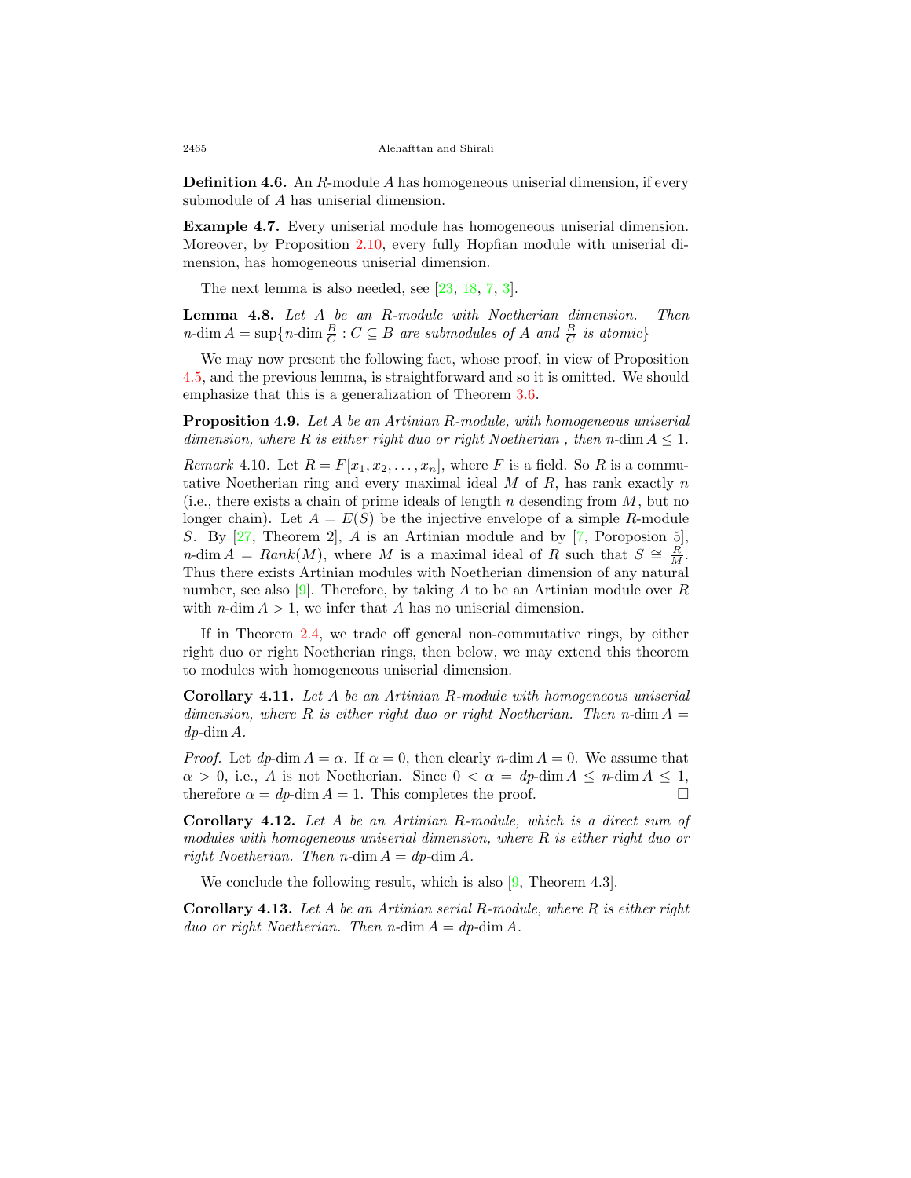**Definition 4.6.** An $R$-module $A$ has homogeneous uniserial dimension, if every submodule of $A$ has uniserial dimension.

**Example 4.7.** Every uniserial module has homogeneous uniserial dimension. Moreover, by Proposition 2.10, every fully Hopfian module with uniserial dimension, has homogeneous uniserial dimension.

The next lemma is also needed, see [23, 18, 7, 3].

**Lemma 4.8.** *Let $A$ be an $R$-module with Noetherian dimension. Then $n\text{-}\dim A = \sup\{n\text{-}\dim \frac{B}{C} : C \subseteq B$ are submodules of $A$ and $\frac{B}{C}$ is atomic$\}$*

We may now present the following fact, whose proof, in view of Proposition 4.5, and the previous lemma, is straightforward and so it is omitted. We should emphasize that this is a generalization of Theorem 3.6.

**Proposition 4.9.** *Let $A$ be an Artinian $R$-module, with homogeneous uniserial dimension, where $R$ is either right duo or right Noetherian , then $n\text{-}\dim A \leq 1$.*

*Remark* 4.10. Let $R = F[x_1, x_2, \ldots, x_n]$, where $F$ is a field. So $R$ is a commutative Noetherian ring and every maximal ideal $M$ of $R$, has rank exactly $n$ (i.e., there exists a chain of prime ideals of length $n$ desending from $M$, but no longer chain). Let $A = E(S)$ be the injective envelope of a simple $R$-module $S$. By [27, Theorem 2], $A$ is an Artinian module and by [7, Poroposion 5], $n\text{-}\dim A = Rank(M)$, where $M$ is a maximal ideal of $R$ such that $S \cong \frac{R}{M}$. Thus there exists Artinian modules with Noetherian dimension of any natural number, see also [9]. Therefore, by taking $A$ to be an Artinian module over $R$ with $n\text{-}\dim A > 1$, we infer that $A$ has no uniserial dimension.

If in Theorem 2.4, we trade off general non-commutative rings, by either right duo or right Noetherian rings, then below, we may extend this theorem to modules with homogeneous uniserial dimension.

**Corollary 4.11.** *Let $A$ be an Artinian $R$-module with homogeneous uniserial dimension, where $R$ is either right duo or right Noetherian. Then $n\text{-}\dim A = dp\text{-}\dim A$.*

*Proof.* Let $dp\text{-}\dim A = \alpha$. If $\alpha = 0$, then clearly $n\text{-}\dim A = 0$. We assume that $\alpha > 0$, i.e., $A$ is not Noetherian. Since $0 < \alpha = dp\text{-}\dim A \leq n\text{-}\dim A \leq 1$, therefore $\alpha = dp\text{-}\dim A = 1$. This completes the proof. □

**Corollary 4.12.** *Let $A$ be an Artinian $R$-module, which is a direct sum of modules with homogeneous uniserial dimension, where $R$ is either right duo or right Noetherian. Then $n\text{-}\dim A = dp\text{-}\dim A$.*

We conclude the following result, which is also [9, Theorem 4.3].

**Corollary 4.13.** *Let $A$ be an Artinian serial $R$-module, where $R$ is either right duo or right Noetherian. Then $n\text{-}\dim A = dp\text{-}\dim A$.*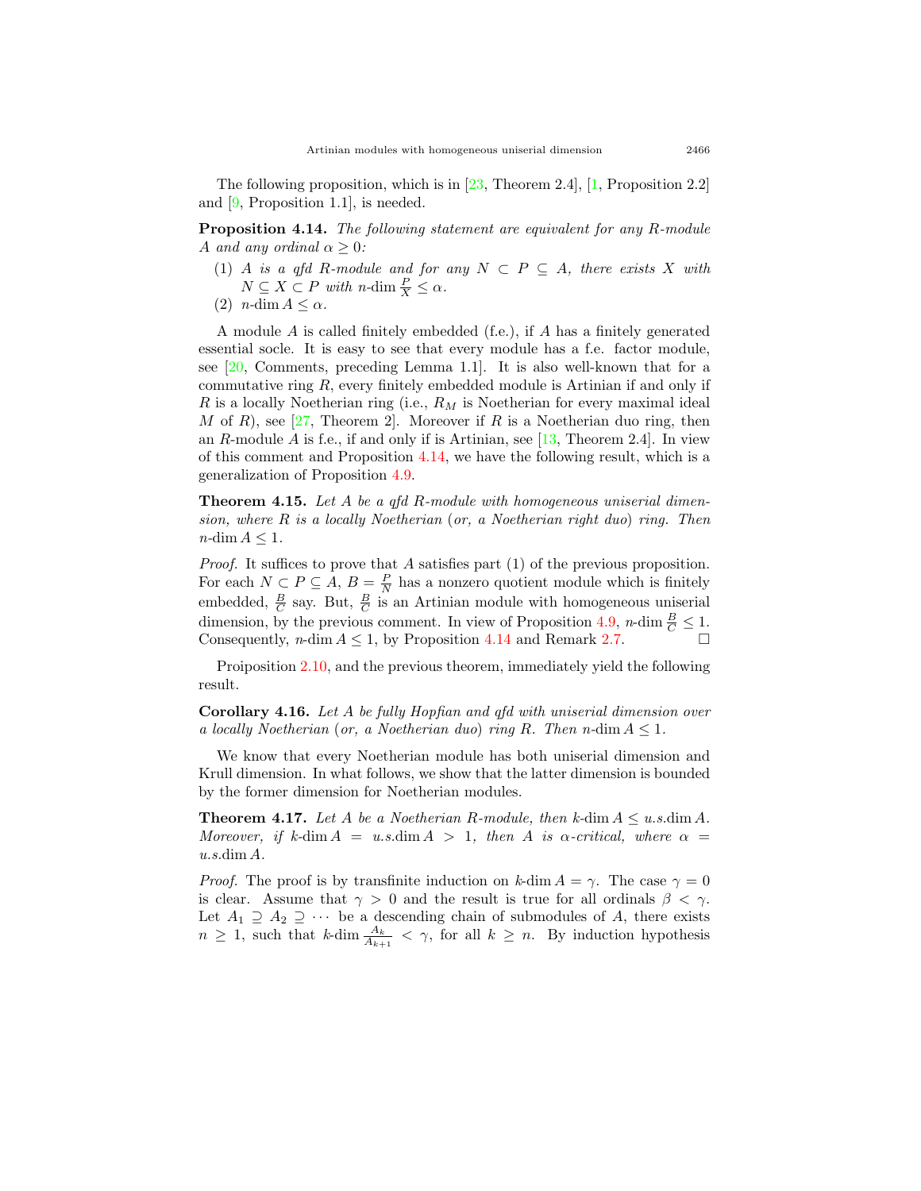The following proposition, which is in [23, Theorem 2.4], [1, Proposition 2.2] and [9, Proposition 1.1], is needed.

**Proposition 4.14.** *The following statement are equivalent for any $R$-module $A$ and any ordinal $\alpha \geq 0$:*

1. *$A$ is a qfd $R$-module and for any $N \subset P \subseteq A$, there exists $X$ with $N \subseteq X \subset P$ with $n\text{-dim}\, \frac{P}{X} \leq \alpha$.*
2. *$n\text{-dim}\, A \leq \alpha$.*

A module $A$ is called finitely embedded (f.e.), if $A$ has a finitely generated essential socle. It is easy to see that every module has a f.e. factor module, see [20, Comments, preceding Lemma 1.1]. It is also well-known that for a commutative ring $R$, every finitely embedded module is Artinian if and only if $R$ is a locally Noetherian ring (i.e., $R_M$ is Noetherian for every maximal ideal $M$ of $R$), see [27, Theorem 2]. Moreover if $R$ is a Noetherian duo ring, then an $R$-module $A$ is f.e., if and only if is Artinian, see [13, Theorem 2.4]. In view of this comment and Proposition 4.14, we have the following result, which is a generalization of Proposition 4.9.

**Theorem 4.15.** *Let $A$ be a qfd $R$-module with homogeneous uniserial dimension, where $R$ is a locally Noetherian* (*or, a Noetherian right duo*) *ring. Then $n\text{-dim}\, A \leq 1$.*

*Proof.* It suffices to prove that $A$ satisfies part (1) of the previous proposition. For each $N \subset P \subseteq A$, $B = \frac{P}{N}$ has a nonzero quotient module which is finitely embedded, $\frac{B}{C}$ say. But, $\frac{B}{C}$ is an Artinian module with homogeneous uniserial dimension, by the previous comment. In view of Proposition 4.9, $n\text{-dim}\, \frac{B}{C} \leq 1$. Consequently, $n\text{-dim}\, A \leq 1$, by Proposition 4.14 and Remark 2.7. □

Proiposition 2.10, and the previous theorem, immediately yield the following result.

**Corollary 4.16.** *Let $A$ be fully Hopfian and qfd with uniserial dimension over a locally Noetherian* (*or, a Noetherian duo*) *ring $R$. Then $n\text{-dim}\, A \leq 1$.*

We know that every Noetherian module has both uniserial dimension and Krull dimension. In what follows, we show that the latter dimension is bounded by the former dimension for Noetherian modules.

**Theorem 4.17.** *Let $A$ be a Noetherian $R$-module, then $k\text{-dim}\, A \leq u.s.\text{dim}\, A$. Moreover, if $k\text{-dim}\, A = u.s.\text{dim}\, A > 1$, then $A$ is $\alpha$-critical, where $\alpha = u.s.\text{dim}\, A$.*

*Proof.* The proof is by transfinite induction on $k\text{-dim}\, A = \gamma$. The case $\gamma = 0$ is clear. Assume that $\gamma > 0$ and the result is true for all ordinals $\beta < \gamma$. Let $A_1 \supseteq A_2 \supseteq \cdots$ be a descending chain of submodules of $A$, there exists $n \geq 1$, such that $k\text{-dim}\, \frac{A_k}{A_{k+1}} < \gamma$, for all $k \geq n$. By induction hypothesis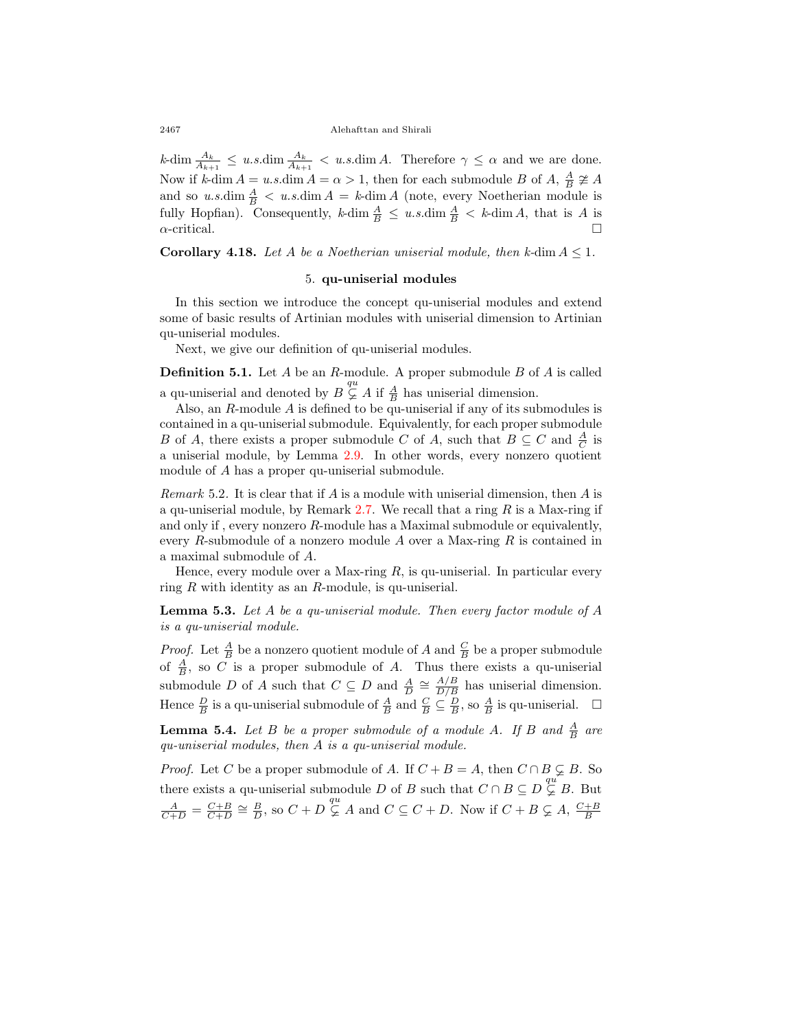$k\text{-dim}\,\frac{A_k}{A_{k+1}} \leq u.s.\text{dim}\,\frac{A_k}{A_{k+1}} < u.s.\text{dim}\,A$. Therefore $\gamma \leq \alpha$ and we are done. Now if $k\text{-dim}\,A = u.s.\text{dim}\,A = \alpha > 1$, then for each submodule $B$ of $A$, $\frac{A}{B} \ncong A$ and so $u.s.\text{dim}\,\frac{A}{B} < u.s.\text{dim}\,A = k\text{-dim}\,A$ (note, every Noetherian module is fully Hopfian). Consequently, $k\text{-dim}\,\frac{A}{B} \leq u.s.\text{dim}\,\frac{A}{B} < k\text{-dim}\,A$, that is $A$ is $\alpha$-critical. □

**Corollary 4.18.** *Let $A$ be a Noetherian uniserial module, then $k\text{-dim}\,A \leq 1$.*

## 5. qu-uniserial modules

In this section we introduce the concept qu-uniserial modules and extend some of basic results of Artinian modules with uniserial dimension to Artinian qu-uniserial modules.

Next, we give our definition of qu-uniserial modules.

**Definition 5.1.** Let $A$ be an $R$-module. A proper submodule $B$ of $A$ is called a qu-uniserial and denoted by $B \overset{qu}{\subsetneq} A$ if $\frac{A}{B}$ has uniserial dimension.

Also, an $R$-module $A$ is defined to be qu-uniserial if any of its submodules is contained in a qu-uniserial submodule. Equivalently, for each proper submodule $B$ of $A$, there exists a proper submodule $C$ of $A$, such that $B \subseteq C$ and $\frac{A}{C}$ is a uniserial module, by Lemma 2.9. In other words, every nonzero quotient module of $A$ has a proper qu-uniserial submodule.

*Remark* 5.2. It is clear that if $A$ is a module with uniserial dimension, then $A$ is a qu-uniserial module, by Remark 2.7. We recall that a ring $R$ is a Max-ring if and only if , every nonzero $R$-module has a Maximal submodule or equivalently, every $R$-submodule of a nonzero module $A$ over a Max-ring $R$ is contained in a maximal submodule of $A$.

Hence, every module over a Max-ring $R$, is qu-uniserial. In particular every ring $R$ with identity as an $R$-module, is qu-uniserial.

**Lemma 5.3.** *Let $A$ be a qu-uniserial module. Then every factor module of $A$ is a qu-uniserial module.*

*Proof.* Let $\frac{A}{B}$ be a nonzero quotient module of $A$ and $\frac{C}{B}$ be a proper submodule of $\frac{A}{B}$, so $C$ is a proper submodule of $A$. Thus there exists a qu-uniserial submodule $D$ of $A$ such that $C \subseteq D$ and $\frac{A}{D} \cong \frac{A/B}{D/B}$ has uniserial dimension. Hence $\frac{D}{B}$ is a qu-uniserial submodule of $\frac{A}{B}$ and $\frac{C}{B} \subseteq \frac{D}{B}$, so $\frac{A}{B}$ is qu-uniserial. □

**Lemma 5.4.** *Let $B$ be a proper submodule of a module $A$. If $B$ and $\frac{A}{B}$ are qu-uniserial modules, then $A$ is a qu-uniserial module.*

*Proof.* Let $C$ be a proper submodule of $A$. If $C + B = A$, then $C \cap B \subsetneq B$. So there exists a qu-uniserial submodule $D$ of $B$ such that $C \cap B \subseteq D \overset{qu}{\subsetneq} B$. But $\frac{A}{C+D} = \frac{C+B}{C+D} \cong \frac{B}{D}$, so $C + D \overset{qu}{\subsetneq} A$ and $C \subseteq C + D$. Now if $C + B \subsetneq A$, $\frac{C+B}{B}$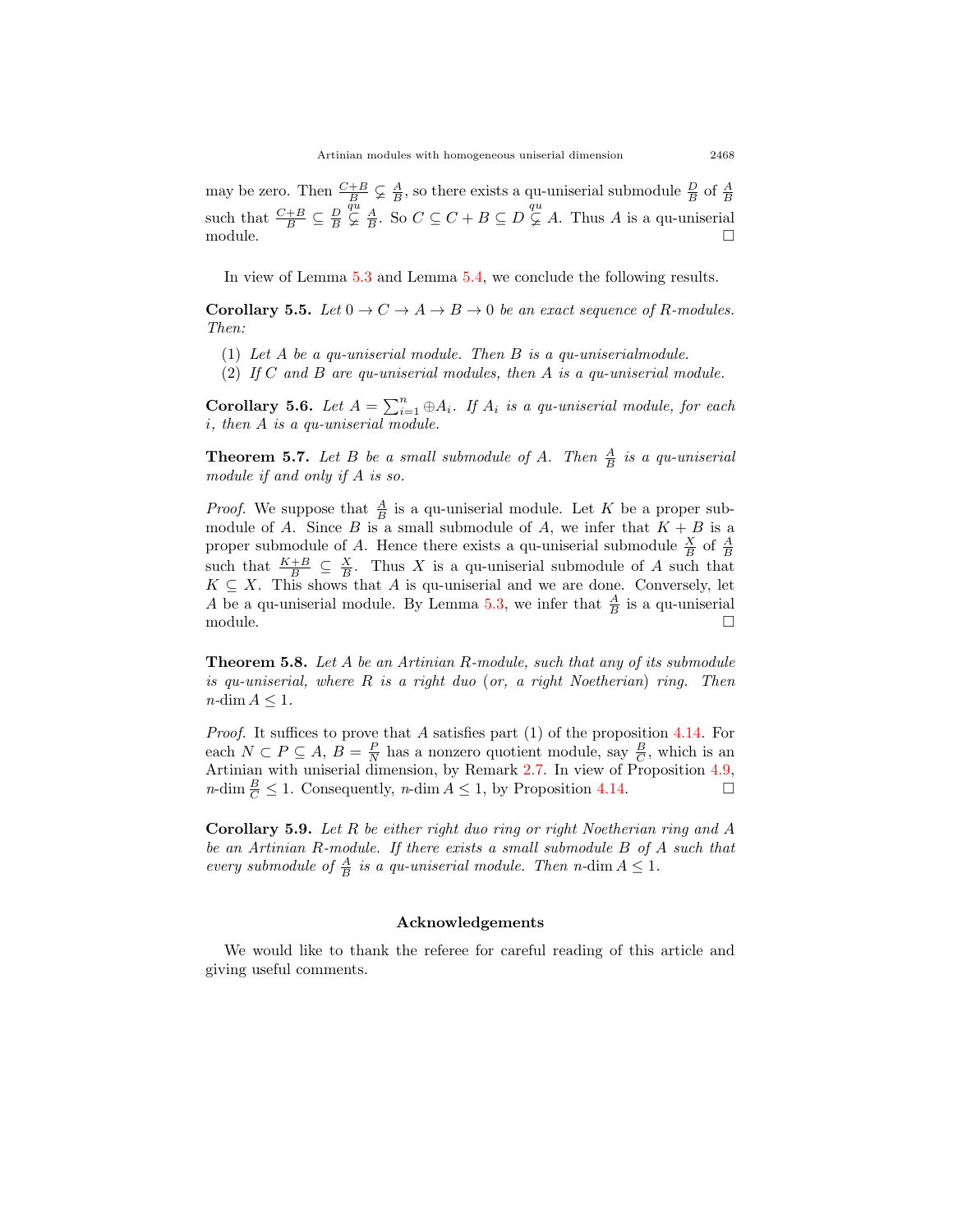may be zero. Then $\frac{C+B}{B} \subsetneq \frac{A}{B}$, so there exists a qu-uniserial submodule $\frac{D}{B}$ of $\frac{A}{B}$ such that $\frac{C+B}{B} \subseteq \frac{D}{B} \overset{qu}{\subsetneq} \frac{A}{B}$. So $C \subseteq C + B \subseteq D \overset{qu}{\subsetneq} A$. Thus $A$ is a qu-uniserial module. □

In view of Lemma 5.3 and Lemma 5.4, we conclude the following results.

**Corollary 5.5.** *Let $0 \to C \to A \to B \to 0$ be an exact sequence of R-modules. Then:*

1. *Let $A$ be a qu-uniserial module. Then $B$ is a qu-uniserialmodule.*
2. *If $C$ and $B$ are qu-uniserial modules, then $A$ is a qu-uniserial module.*

**Corollary 5.6.** *Let $A = \sum_{i=1}^{n} \oplus A_i$. If $A_i$ is a qu-uniserial module, for each $i$, then $A$ is a qu-uniserial module.*

**Theorem 5.7.** *Let $B$ be a small submodule of $A$. Then $\frac{A}{B}$ is a qu-uniserial module if and only if $A$ is so.*

*Proof.* We suppose that $\frac{A}{B}$ is a qu-uniserial module. Let $K$ be a proper submodule of $A$. Since $B$ is a small submodule of $A$, we infer that $K + B$ is a proper submodule of $A$. Hence there exists a qu-uniserial submodule $\frac{X}{B}$ of $\frac{A}{B}$ such that $\frac{K+B}{B} \subseteq \frac{X}{B}$. Thus $X$ is a qu-uniserial submodule of $A$ such that $K \subseteq X$. This shows that $A$ is qu-uniserial and we are done. Conversely, let $A$ be a qu-uniserial module. By Lemma 5.3, we infer that $\frac{A}{B}$ is a qu-uniserial module. □

**Theorem 5.8.** *Let $A$ be an Artinian R-module, such that any of its submodule is qu-uniserial, where $R$ is a right duo (or, a right Noetherian) ring. Then $n\text{-dim}\, A \leq 1$.*

*Proof.* It suffices to prove that $A$ satisfies part (1) of the proposition 4.14. For each $N \subset P \subseteq A$, $B = \frac{P}{N}$ has a nonzero quotient module, say $\frac{B}{C}$, which is an Artinian with uniserial dimension, by Remark 2.7. In view of Proposition 4.9, $n\text{-dim}\, \frac{B}{C} \leq 1$. Consequently, $n\text{-dim}\, A \leq 1$, by Proposition 4.14. □

**Corollary 5.9.** *Let $R$ be either right duo ring or right Noetherian ring and $A$ be an Artinian R-module. If there exists a small submodule $B$ of $A$ such that every submodule of $\frac{A}{B}$ is a qu-uniserial module. Then $n\text{-dim}\, A \leq 1$.*

## Acknowledgements

We would like to thank the referee for careful reading of this article and giving useful comments.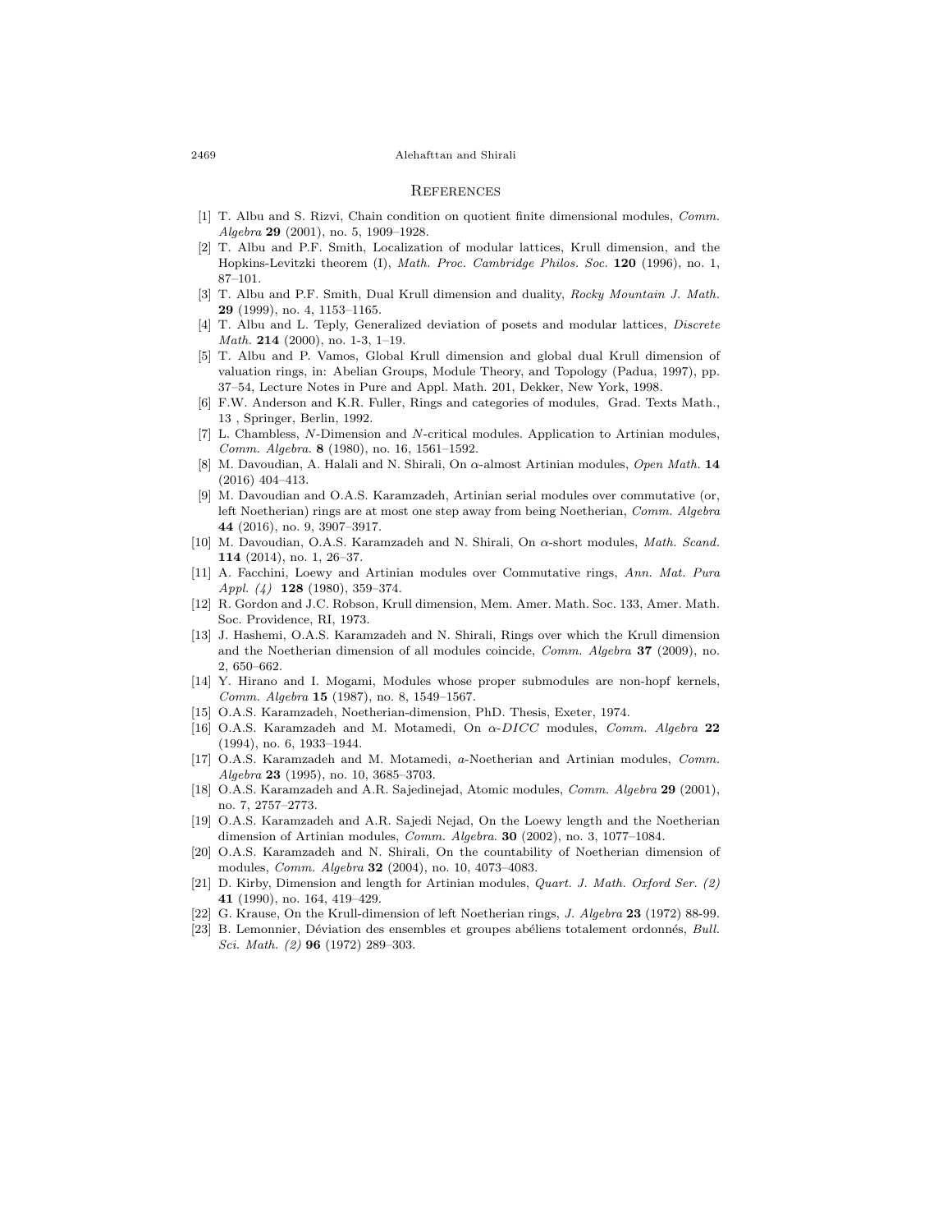# References

[1] T. Albu and S. Rizvi, Chain condition on quotient finite dimensional modules, *Comm. Algebra* **29** (2001), no. 5, 1909–1928.

[2] T. Albu and P.F. Smith, Localization of modular lattices, Krull dimension, and the Hopkins-Levitzki theorem (I), *Math. Proc. Cambridge Philos. Soc.* **120** (1996), no. 1, 87–101.

[3] T. Albu and P.F. Smith, Dual Krull dimension and duality, *Rocky Mountain J. Math.* **29** (1999), no. 4, 1153–1165.

[4] T. Albu and L. Teply, Generalized deviation of posets and modular lattices, *Discrete Math.* **214** (2000), no. 1-3, 1–19.

[5] T. Albu and P. Vamos, Global Krull dimension and global dual Krull dimension of valuation rings, in: Abelian Groups, Module Theory, and Topology (Padua, 1997), pp. 37–54, Lecture Notes in Pure and Appl. Math. 201, Dekker, New York, 1998.

[6] F.W. Anderson and K.R. Fuller, Rings and categories of modules, Grad. Texts Math., 13 , Springer, Berlin, 1992.

[7] L. Chambless, *N*-Dimension and *N*-critical modules. Application to Artinian modules, *Comm. Algebra.* **8** (1980), no. 16, 1561–1592.

[8] M. Davoudian, A. Halali and N. Shirali, On $\alpha$-almost Artinian modules, *Open Math.* **14** (2016) 404–413.

[9] M. Davoudian and O.A.S. Karamzadeh, Artinian serial modules over commutative (or, left Noetherian) rings are at most one step away from being Noetherian, *Comm. Algebra* **44** (2016), no. 9, 3907–3917.

[10] M. Davoudian, O.A.S. Karamzadeh and N. Shirali, On $\alpha$-short modules, *Math. Scand.* **114** (2014), no. 1, 26–37.

[11] A. Facchini, Loewy and Artinian modules over Commutative rings, *Ann. Mat. Pura Appl. (4)* **128** (1980), 359–374.

[12] R. Gordon and J.C. Robson, Krull dimension, Mem. Amer. Math. Soc. 133, Amer. Math. Soc. Providence, RI, 1973.

[13] J. Hashemi, O.A.S. Karamzadeh and N. Shirali, Rings over which the Krull dimension and the Noetherian dimension of all modules coincide, *Comm. Algebra* **37** (2009), no. 2, 650–662.

[14] Y. Hirano and I. Mogami, Modules whose proper submodules are non-hopf kernels, *Comm. Algebra* **15** (1987), no. 8, 1549–1567.

[15] O.A.S. Karamzadeh, Noetherian-dimension, PhD. Thesis, Exeter, 1974.

[16] O.A.S. Karamzadeh and M. Motamedi, On $\alpha$-*DICC* modules, *Comm. Algebra* **22** (1994), no. 6, 1933–1944.

[17] O.A.S. Karamzadeh and M. Motamedi, *a*-Noetherian and Artinian modules, *Comm. Algebra* **23** (1995), no. 10, 3685–3703.

[18] O.A.S. Karamzadeh and A.R. Sajedinejad, Atomic modules, *Comm. Algebra* **29** (2001), no. 7, 2757–2773.

[19] O.A.S. Karamzadeh and A.R. Sajedi Nejad, On the Loewy length and the Noetherian dimension of Artinian modules, *Comm. Algebra.* **30** (2002), no. 3, 1077–1084.

[20] O.A.S. Karamzadeh and N. Shirali, On the countability of Noetherian dimension of modules, *Comm. Algebra* **32** (2004), no. 10, 4073–4083.

[21] D. Kirby, Dimension and length for Artinian modules, *Quart. J. Math. Oxford Ser. (2)* **41** (1990), no. 164, 419–429.

[22] G. Krause, On the Krull-dimension of left Noetherian rings, *J. Algebra* **23** (1972) 88-99.

[23] B. Lemonnier, Déviation des ensembles et groupes abéliens totalement ordonnés, *Bull. Sci. Math. (2)* **96** (1972) 289–303.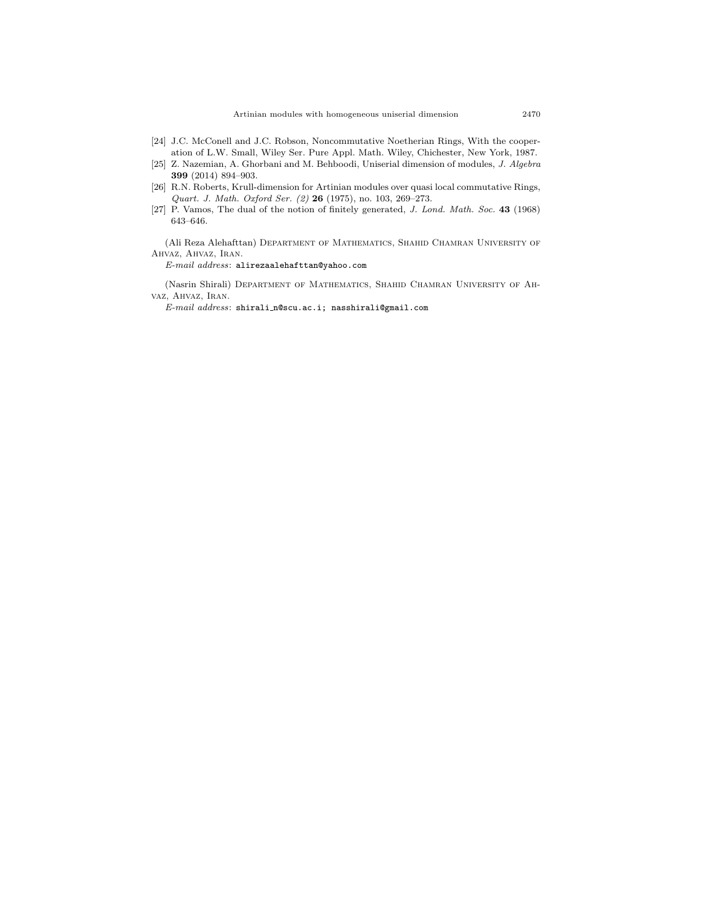[24] J.C. McConell and J.C. Robson, Noncommutative Noetherian Rings, With the cooperation of L.W. Small, Wiley Ser. Pure Appl. Math. Wiley, Chichester, New York, 1987.

[25] Z. Nazemian, A. Ghorbani and M. Behboodi, Uniserial dimension of modules, *J. Algebra* **399** (2014) 894–903.

[26] R.N. Roberts, Krull-dimension for Artinian modules over quasi local commutative Rings, *Quart. J. Math. Oxford Ser. (2)* **26** (1975), no. 103, 269–273.

[27] P. Vamos, The dual of the notion of finitely generated, *J. Lond. Math. Soc.* **43** (1968) 643–646.

(Ali Reza Alehafttan) Department of Mathematics, Shahid Chamran University of Ahvaz, Ahvaz, Iran.

*E-mail address*: `alirezaalehafttan@yahoo.com`

(Nasrin Shirali) Department of Mathematics, Shahid Chamran University of Ahvaz, Ahvaz, Iran.

*E-mail address*: `shirali_n@scu.ac.i; nasshirali@gmail.com`